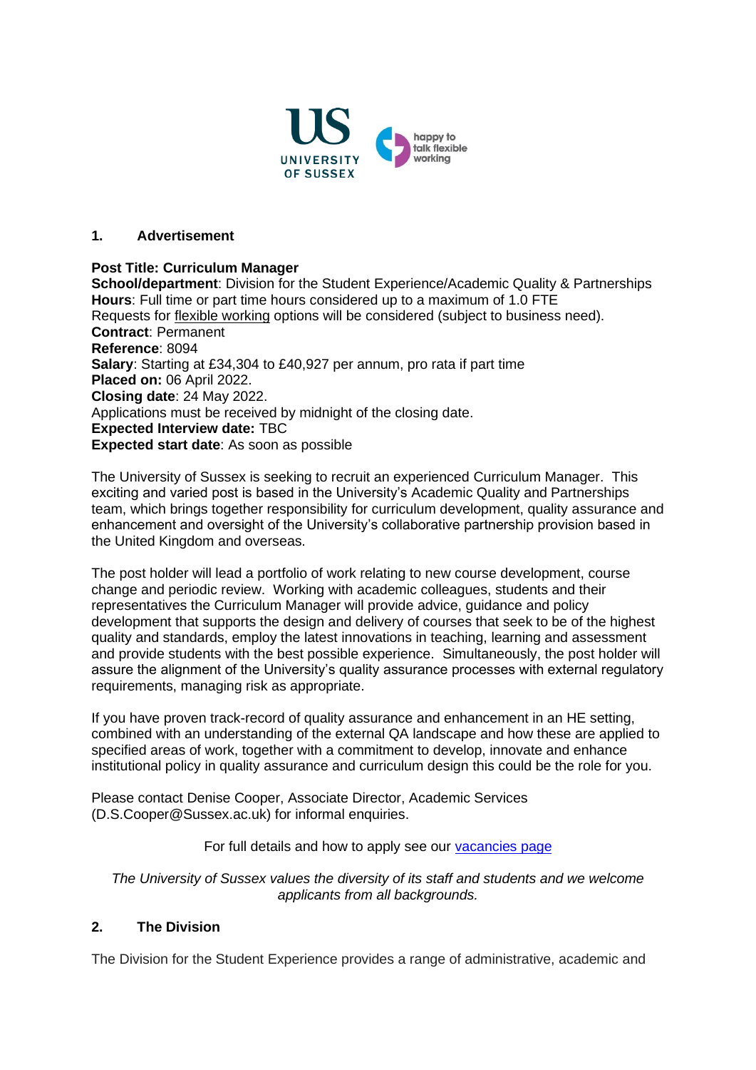## 1. Advertisement

**Post Title: Curriculum Manager**
**School/department**: Division for the Student Experience/Academic Quality & Partnerships
**Hours**: Full time or part time hours considered up to a maximum of 1.0 FTE
Requests for flexible working options will be considered (subject to business need).
**Contract**: Permanent
**Reference**: 8094
**Salary**: Starting at £34,304 to £40,927 per annum, pro rata if part time
**Placed on:** 06 April 2022.
**Closing date**: 24 May 2022.
Applications must be received by midnight of the closing date.
**Expected Interview date:** TBC
**Expected start date**: As soon as possible

The University of Sussex is seeking to recruit an experienced Curriculum Manager. This exciting and varied post is based in the University's Academic Quality and Partnerships team, which brings together responsibility for curriculum development, quality assurance and enhancement and oversight of the University's collaborative partnership provision based in the United Kingdom and overseas.

The post holder will lead a portfolio of work relating to new course development, course change and periodic review. Working with academic colleagues, students and their representatives the Curriculum Manager will provide advice, guidance and policy development that supports the design and delivery of courses that seek to be of the highest quality and standards, employ the latest innovations in teaching, learning and assessment and provide students with the best possible experience. Simultaneously, the post holder will assure the alignment of the University's quality assurance processes with external regulatory requirements, managing risk as appropriate.

If you have proven track-record of quality assurance and enhancement in an HE setting, combined with an understanding of the external QA landscape and how these are applied to specified areas of work, together with a commitment to develop, innovate and enhance institutional policy in quality assurance and curriculum design this could be the role for you.

Please contact Denise Cooper, Associate Director, Academic Services (D.S.Cooper@Sussex.ac.uk) for informal enquiries.

For full details and how to apply see our vacancies page

*The University of Sussex values the diversity of its staff and students and we welcome applicants from all backgrounds.*

## 2. The Division

The Division for the Student Experience provides a range of administrative, academic and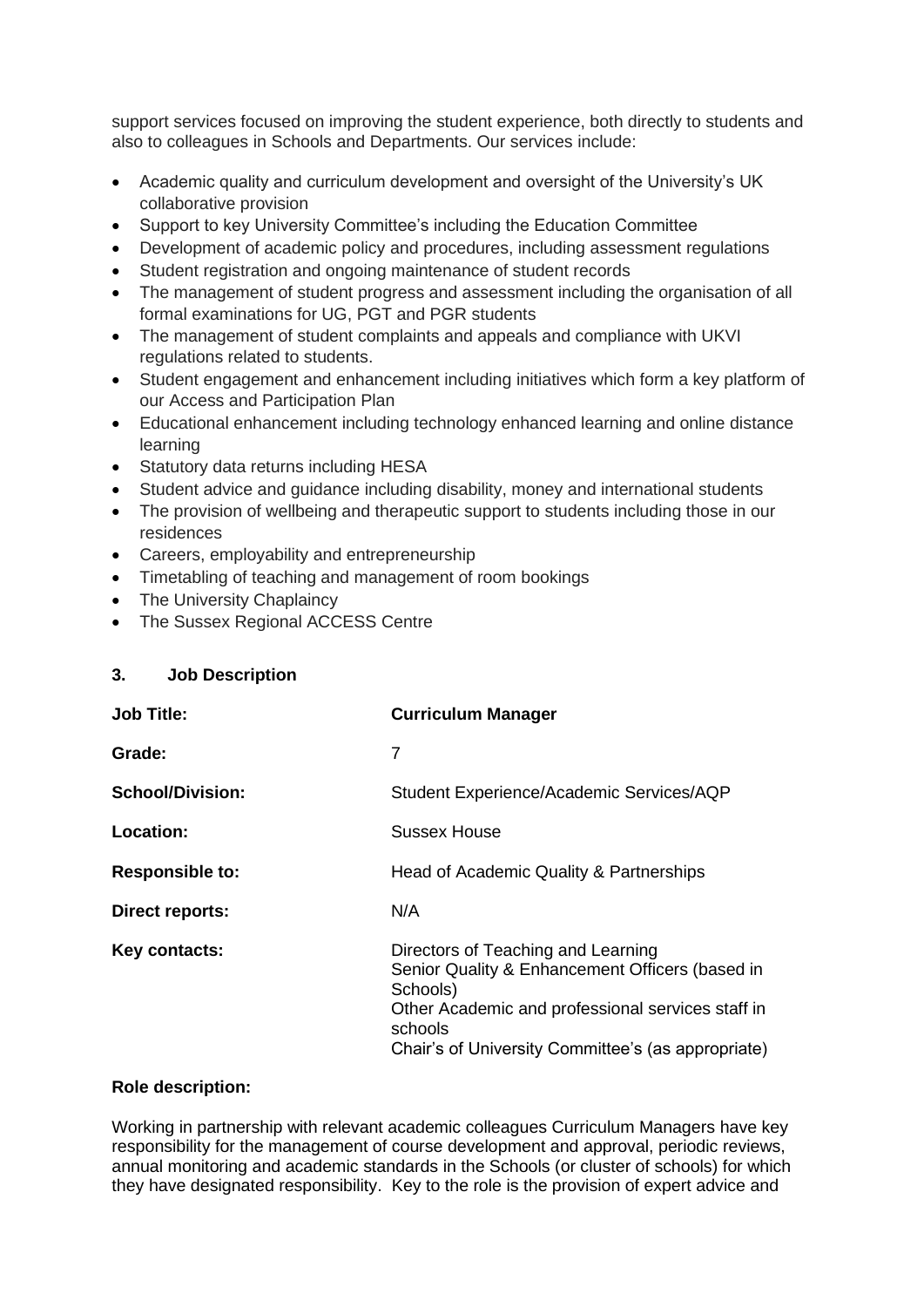support services focused on improving the student experience, both directly to students and also to colleagues in Schools and Departments. Our services include:

- Academic quality and curriculum development and oversight of the University's UK collaborative provision
- Support to key University Committee's including the Education Committee
- Development of academic policy and procedures, including assessment regulations
- Student registration and ongoing maintenance of student records
- The management of student progress and assessment including the organisation of all formal examinations for UG, PGT and PGR students
- The management of student complaints and appeals and compliance with UKVI regulations related to students.
- Student engagement and enhancement including initiatives which form a key platform of our Access and Participation Plan
- Educational enhancement including technology enhanced learning and online distance learning
- Statutory data returns including HESA
- Student advice and guidance including disability, money and international students
- The provision of wellbeing and therapeutic support to students including those in our residences
- Careers, employability and entrepreneurship
- Timetabling of teaching and management of room bookings
- The University Chaplaincy
- The Sussex Regional ACCESS Centre

## 3. Job Description

| | |
|---|---|
| **Job Title:** | **Curriculum Manager** |
| **Grade:** | 7 |
| **School/Division:** | Student Experience/Academic Services/AQP |
| **Location:** | Sussex House |
| **Responsible to:** | Head of Academic Quality & Partnerships |
| **Direct reports:** | N/A |
| **Key contacts:** | Directors of Teaching and Learning<br>Senior Quality & Enhancement Officers (based in Schools)<br>Other Academic and professional services staff in schools<br>Chair's of University Committee's (as appropriate) |

**Role description:**

Working in partnership with relevant academic colleagues Curriculum Managers have key responsibility for the management of course development and approval, periodic reviews, annual monitoring and academic standards in the Schools (or cluster of schools) for which they have designated responsibility. Key to the role is the provision of expert advice and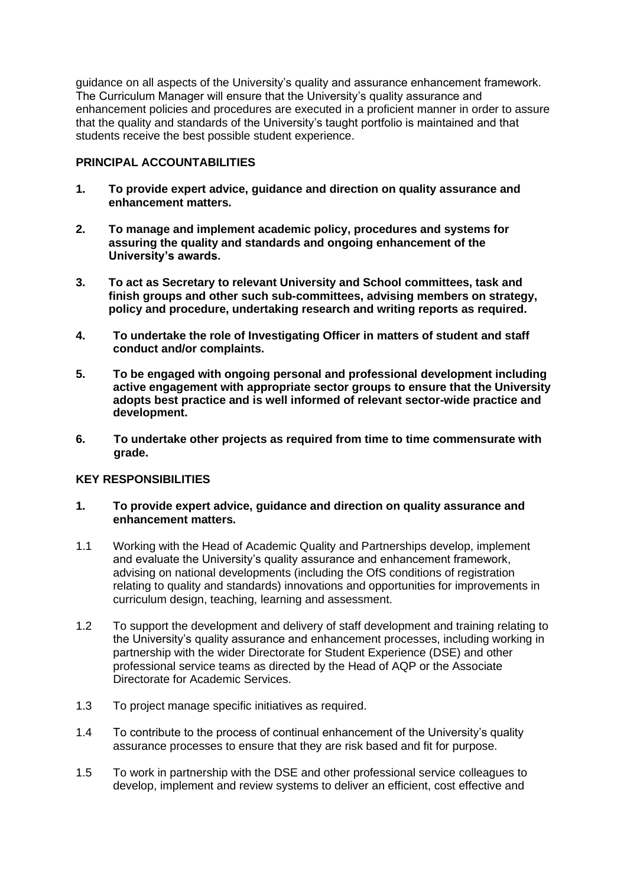guidance on all aspects of the University's quality and assurance enhancement framework. The Curriculum Manager will ensure that the University's quality assurance and enhancement policies and procedures are executed in a proficient manner in order to assure that the quality and standards of the University's taught portfolio is maintained and that students receive the best possible student experience.

**PRINCIPAL ACCOUNTABILITIES**

1. **To provide expert advice, guidance and direction on quality assurance and enhancement matters.**
2. **To manage and implement academic policy, procedures and systems for assuring the quality and standards and ongoing enhancement of the University's awards.**
3. **To act as Secretary to relevant University and School committees, task and finish groups and other such sub-committees, advising members on strategy, policy and procedure, undertaking research and writing reports as required.**
4. **To undertake the role of Investigating Officer in matters of student and staff conduct and/or complaints.**
5. **To be engaged with ongoing personal and professional development including active engagement with appropriate sector groups to ensure that the University adopts best practice and is well informed of relevant sector-wide practice and development.**
6. **To undertake other projects as required from time to time commensurate with grade.**

**KEY RESPONSIBILITIES**

1. **To provide expert advice, guidance and direction on quality assurance and enhancement matters.**

1.1 Working with the Head of Academic Quality and Partnerships develop, implement and evaluate the University's quality assurance and enhancement framework, advising on national developments (including the OfS conditions of registration relating to quality and standards) innovations and opportunities for improvements in curriculum design, teaching, learning and assessment.

1.2 To support the development and delivery of staff development and training relating to the University's quality assurance and enhancement processes, including working in partnership with the wider Directorate for Student Experience (DSE) and other professional service teams as directed by the Head of AQP or the Associate Directorate for Academic Services.

1.3 To project manage specific initiatives as required.

1.4 To contribute to the process of continual enhancement of the University's quality assurance processes to ensure that they are risk based and fit for purpose.

1.5 To work in partnership with the DSE and other professional service colleagues to develop, implement and review systems to deliver an efficient, cost effective and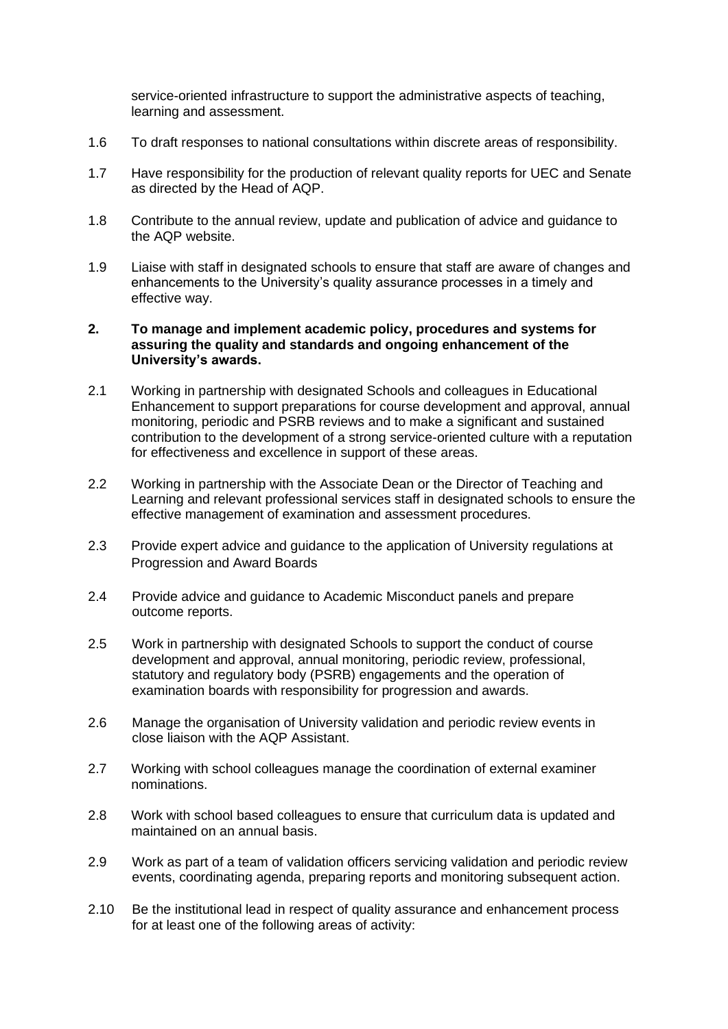service-oriented infrastructure to support the administrative aspects of teaching, learning and assessment.

1.6 To draft responses to national consultations within discrete areas of responsibility.

1.7 Have responsibility for the production of relevant quality reports for UEC and Senate as directed by the Head of AQP.

1.8 Contribute to the annual review, update and publication of advice and guidance to the AQP website.

1.9 Liaise with staff in designated schools to ensure that staff are aware of changes and enhancements to the University's quality assurance processes in a timely and effective way.

**2. To manage and implement academic policy, procedures and systems for assuring the quality and standards and ongoing enhancement of the University's awards.**

2.1 Working in partnership with designated Schools and colleagues in Educational Enhancement to support preparations for course development and approval, annual monitoring, periodic and PSRB reviews and to make a significant and sustained contribution to the development of a strong service-oriented culture with a reputation for effectiveness and excellence in support of these areas.

2.2 Working in partnership with the Associate Dean or the Director of Teaching and Learning and relevant professional services staff in designated schools to ensure the effective management of examination and assessment procedures.

2.3 Provide expert advice and guidance to the application of University regulations at Progression and Award Boards

2.4 Provide advice and guidance to Academic Misconduct panels and prepare outcome reports.

2.5 Work in partnership with designated Schools to support the conduct of course development and approval, annual monitoring, periodic review, professional, statutory and regulatory body (PSRB) engagements and the operation of examination boards with responsibility for progression and awards.

2.6 Manage the organisation of University validation and periodic review events in close liaison with the AQP Assistant.

2.7 Working with school colleagues manage the coordination of external examiner nominations.

2.8 Work with school based colleagues to ensure that curriculum data is updated and maintained on an annual basis.

2.9 Work as part of a team of validation officers servicing validation and periodic review events, coordinating agenda, preparing reports and monitoring subsequent action.

2.10 Be the institutional lead in respect of quality assurance and enhancement process for at least one of the following areas of activity: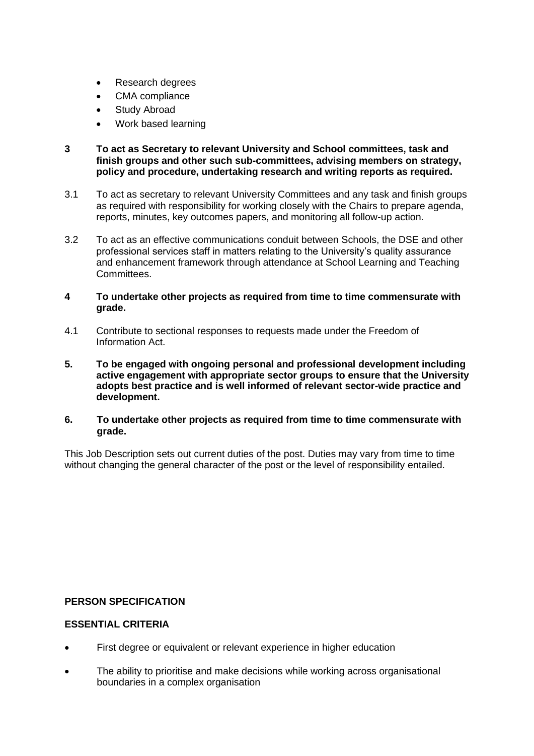- Research degrees
- CMA compliance
- Study Abroad
- Work based learning

**3 To act as Secretary to relevant University and School committees, task and finish groups and other such sub-committees, advising members on strategy, policy and procedure, undertaking research and writing reports as required.**

3.1 To act as secretary to relevant University Committees and any task and finish groups as required with responsibility for working closely with the Chairs to prepare agenda, reports, minutes, key outcomes papers, and monitoring all follow-up action.

3.2 To act as an effective communications conduit between Schools, the DSE and other professional services staff in matters relating to the University's quality assurance and enhancement framework through attendance at School Learning and Teaching Committees.

**4 To undertake other projects as required from time to time commensurate with grade.**

4.1 Contribute to sectional responses to requests made under the Freedom of Information Act.

**5. To be engaged with ongoing personal and professional development including active engagement with appropriate sector groups to ensure that the University adopts best practice and is well informed of relevant sector-wide practice and development.**

**6. To undertake other projects as required from time to time commensurate with grade.**

This Job Description sets out current duties of the post. Duties may vary from time to time without changing the general character of the post or the level of responsibility entailed.

**PERSON SPECIFICATION**

**ESSENTIAL CRITERIA**

- First degree or equivalent or relevant experience in higher education
- The ability to prioritise and make decisions while working across organisational boundaries in a complex organisation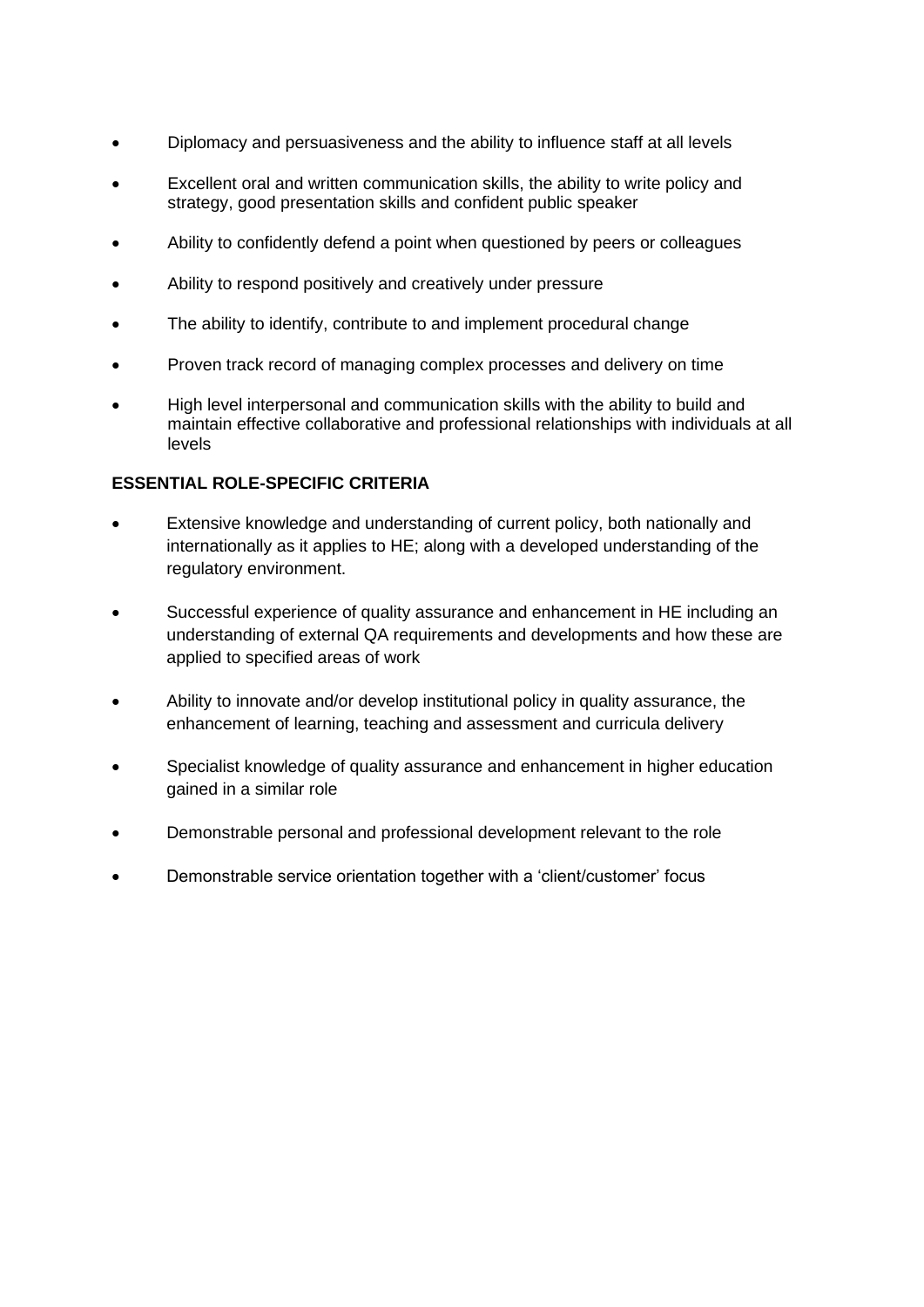- Diplomacy and persuasiveness and the ability to influence staff at all levels
- Excellent oral and written communication skills, the ability to write policy and strategy, good presentation skills and confident public speaker
- Ability to confidently defend a point when questioned by peers or colleagues
- Ability to respond positively and creatively under pressure
- The ability to identify, contribute to and implement procedural change
- Proven track record of managing complex processes and delivery on time
- High level interpersonal and communication skills with the ability to build and maintain effective collaborative and professional relationships with individuals at all levels

**ESSENTIAL ROLE-SPECIFIC CRITERIA**

- Extensive knowledge and understanding of current policy, both nationally and internationally as it applies to HE; along with a developed understanding of the regulatory environment.
- Successful experience of quality assurance and enhancement in HE including an understanding of external QA requirements and developments and how these are applied to specified areas of work
- Ability to innovate and/or develop institutional policy in quality assurance, the enhancement of learning, teaching and assessment and curricula delivery
- Specialist knowledge of quality assurance and enhancement in higher education gained in a similar role
- Demonstrable personal and professional development relevant to the role
- Demonstrable service orientation together with a 'client/customer' focus